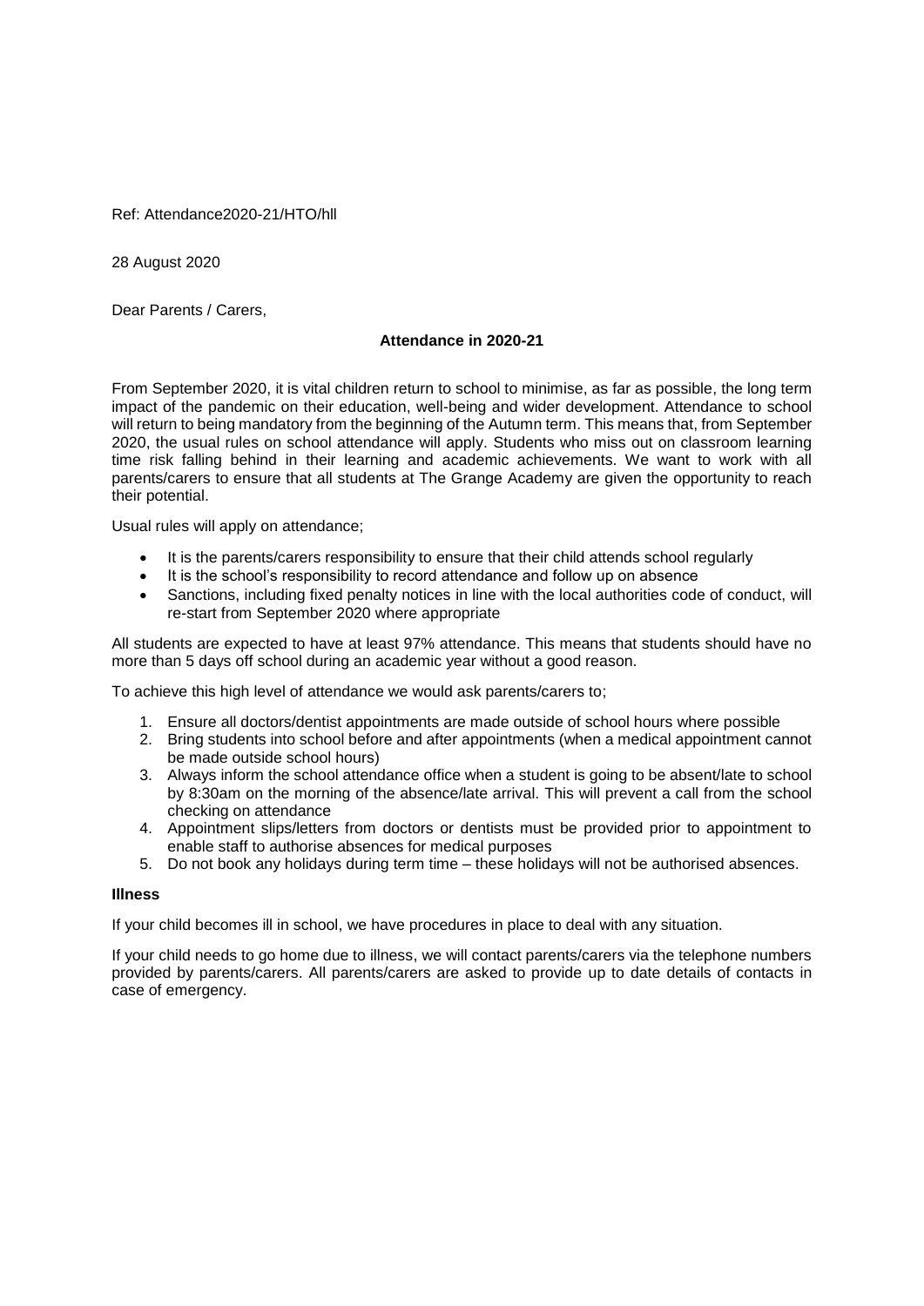Ref: Attendance2020-21/HTO/hll

28 August 2020

Dear Parents / Carers,

**Attendance in 2020-21**

From September 2020, it is vital children return to school to minimise, as far as possible, the long term impact of the pandemic on their education, well-being and wider development. Attendance to school will return to being mandatory from the beginning of the Autumn term. This means that, from September 2020, the usual rules on school attendance will apply. Students who miss out on classroom learning time risk falling behind in their learning and academic achievements. We want to work with all parents/carers to ensure that all students at The Grange Academy are given the opportunity to reach their potential.

Usual rules will apply on attendance;

- It is the parents/carers responsibility to ensure that their child attends school regularly
- It is the school's responsibility to record attendance and follow up on absence
- Sanctions, including fixed penalty notices in line with the local authorities code of conduct, will re-start from September 2020 where appropriate

All students are expected to have at least 97% attendance. This means that students should have no more than 5 days off school during an academic year without a good reason.

To achieve this high level of attendance we would ask parents/carers to;

1. Ensure all doctors/dentist appointments are made outside of school hours where possible
2. Bring students into school before and after appointments (when a medical appointment cannot be made outside school hours)
3. Always inform the school attendance office when a student is going to be absent/late to school by 8:30am on the morning of the absence/late arrival. This will prevent a call from the school checking on attendance
4. Appointment slips/letters from doctors or dentists must be provided prior to appointment to enable staff to authorise absences for medical purposes
5. Do not book any holidays during term time – these holidays will not be authorised absences.

**Illness**

If your child becomes ill in school, we have procedures in place to deal with any situation.

If your child needs to go home due to illness, we will contact parents/carers via the telephone numbers provided by parents/carers. All parents/carers are asked to provide up to date details of contacts in case of emergency.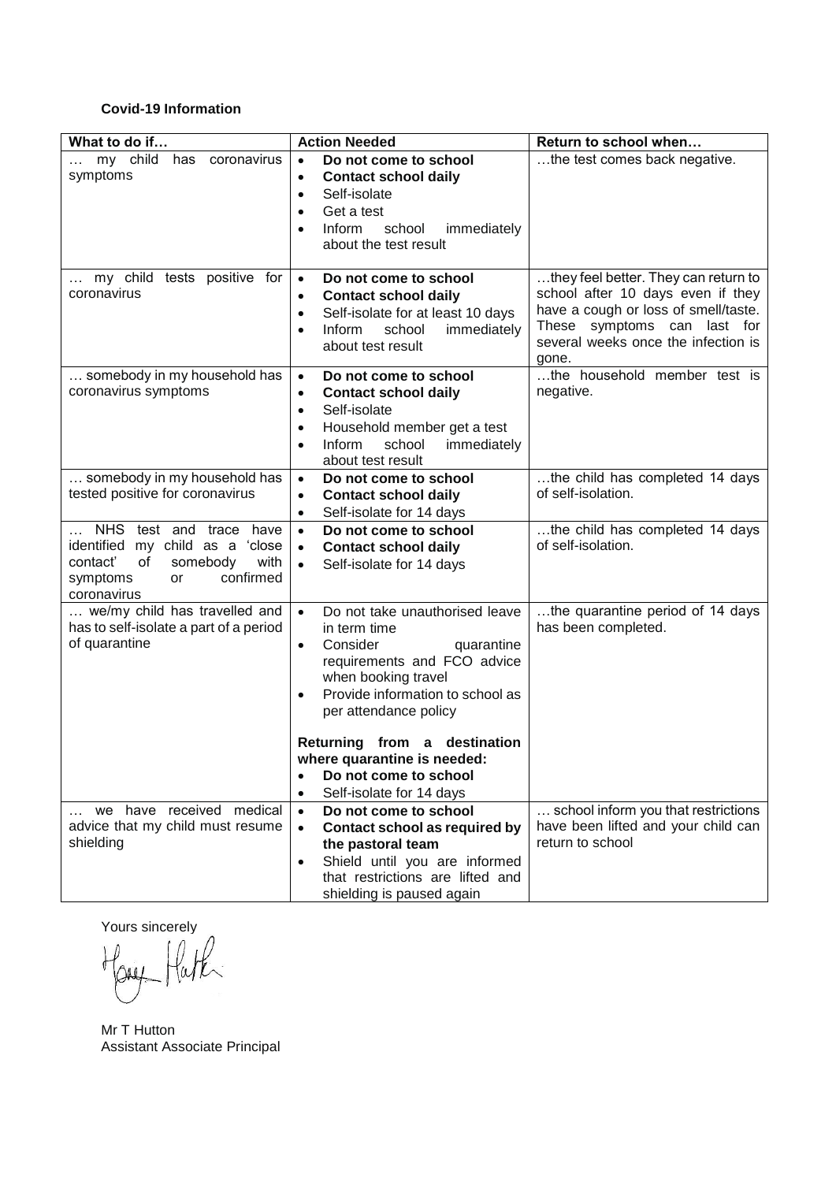**Covid-19 Information**

| What to do if… | Action Needed | Return to school when… |
|---|---|---|
| … my child has coronavirus symptoms | • **Do not come to school**<br>• **Contact school daily**<br>• Self-isolate<br>• Get a test<br>• Inform school immediately about the test result | …the test comes back negative. |
| … my child tests positive for coronavirus | • **Do not come to school**<br>• **Contact school daily**<br>• Self-isolate for at least 10 days<br>• Inform school immediately about test result | …they feel better. They can return to school after 10 days even if they have a cough or loss of smell/taste. These symptoms can last for several weeks once the infection is gone. |
| … somebody in my household has coronavirus symptoms | • **Do not come to school**<br>• **Contact school daily**<br>• Self-isolate<br>• Household member get a test<br>• Inform school immediately about test result | …the household member test is negative. |
| … somebody in my household has tested positive for coronavirus | • **Do not come to school**<br>• **Contact school daily**<br>• Self-isolate for 14 days | …the child has completed 14 days of self-isolation. |
| … NHS test and trace have identified my child as a 'close contact' of somebody with symptoms or confirmed coronavirus | • **Do not come to school**<br>• **Contact school daily**<br>• Self-isolate for 14 days | …the child has completed 14 days of self-isolation. |
| … we/my child has travelled and has to self-isolate a part of a period of quarantine | • Do not take unauthorised leave in term time<br>• Consider quarantine requirements and FCO advice when booking travel<br>• Provide information to school as per attendance policy<br><br>**Returning from a destination where quarantine is needed:**<br>• **Do not come to school**<br>• Self-isolate for 14 days | …the quarantine period of 14 days has been completed. |
| … we have received medical advice that my child must resume shielding | • **Do not come to school**<br>• **Contact school as required by the pastoral team**<br>• Shield until you are informed that restrictions are lifted and shielding is paused again | … school inform you that restrictions have been lifted and your child can return to school |

Yours sincerely

Mr T Hutton
Assistant Associate Principal